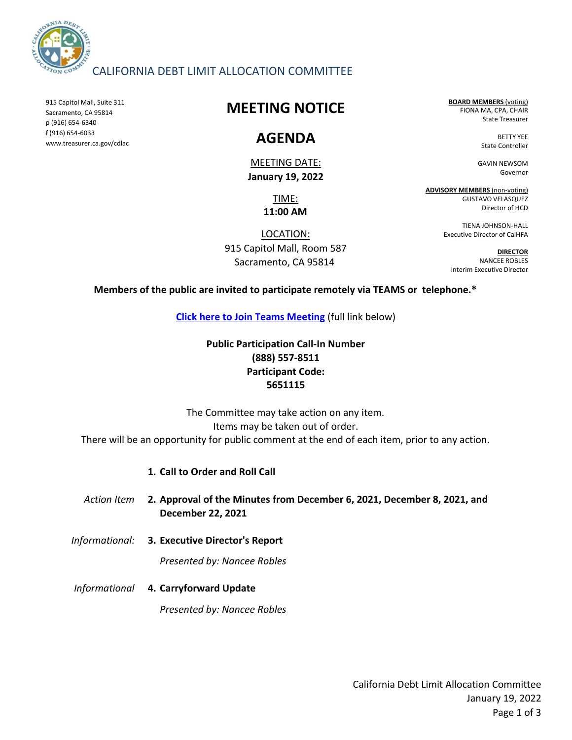CALIFORNIA DEBT LIMIT ALLOCATION COMMITTEE

915 Capitol Mall, Suite 311
Sacramento, CA 95814
p (916) 654-6340
f (916) 654-6033
www.treasurer.ca.gov/cdlac

# MEETING NOTICE

# AGENDA

MEETING DATE:
**January 19, 2022**

TIME:
**11:00 AM**

LOCATION:
915 Capitol Mall, Room 587
Sacramento, CA 95814

**BOARD MEMBERS** (voting)
FIONA MA, CPA, CHAIR
State Treasurer

BETTY YEE
State Controller

GAVIN NEWSOM
Governor

**ADVISORY MEMBERS** (non-voting)
GUSTAVO VELASQUEZ
Director of HCD

TIENA JOHNSON-HALL
Executive Director of CalHFA

**DIRECTOR**
NANCEE ROBLES
Interim Executive Director

**Members of the public are invited to participate remotely via TEAMS or telephone.***

**Click here to Join Teams Meeting** (full link below)

**Public Participation Call-In Number**
**(888) 557-8511**
**Participant Code:**
**5651115**

The Committee may take action on any item.
Items may be taken out of order.
There will be an opportunity for public comment at the end of each item, prior to any action.

1. **Call to Order and Roll Call**

*Action Item*

2. **Approval of the Minutes from December 6, 2021, December 8, 2021, and December 22, 2021**

*Informational:*

3. **Executive Director's Report**

   *Presented by: Nancee Robles*

*Informational*

4. **Carryforward Update**

   *Presented by: Nancee Robles*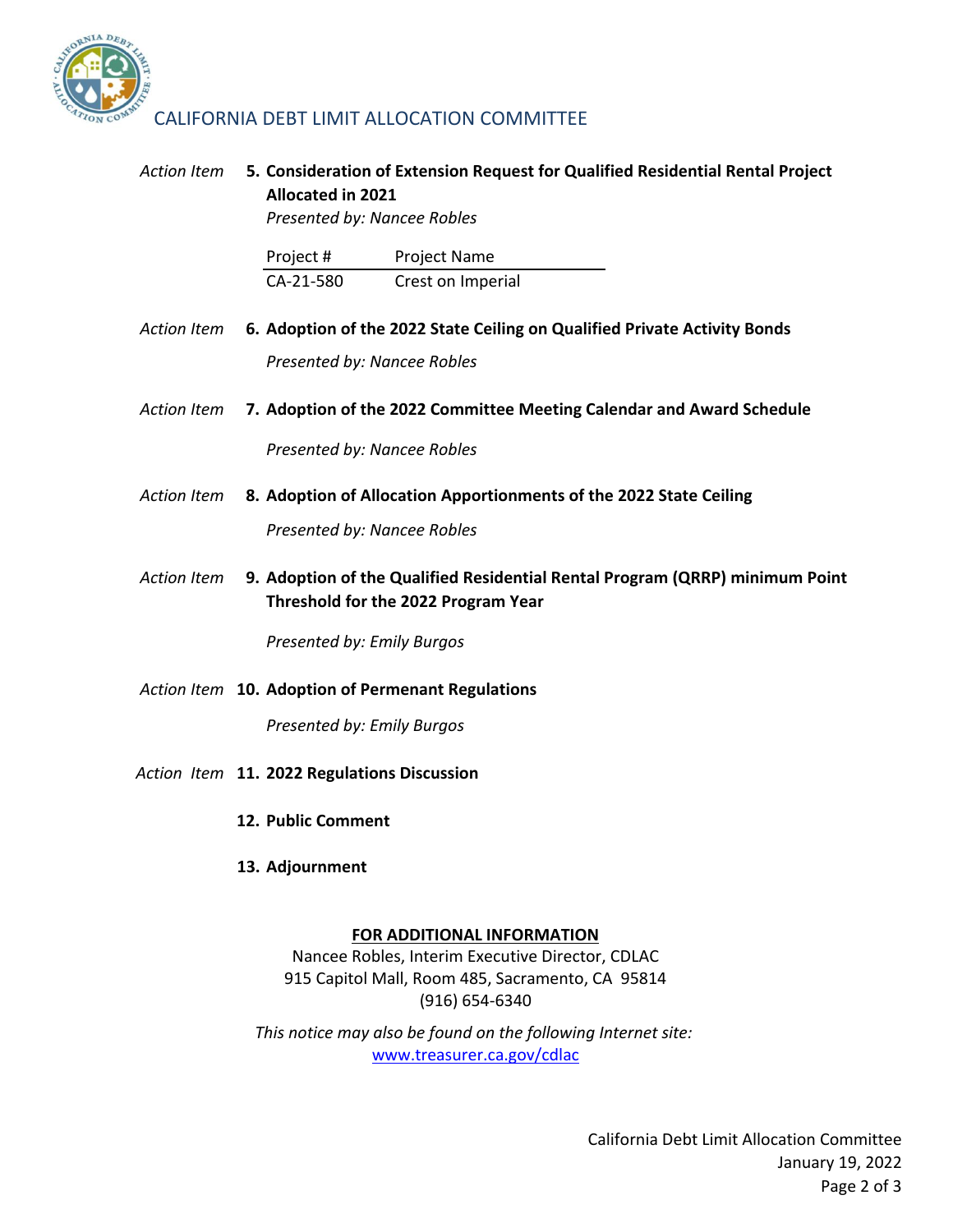CALIFORNIA DEBT LIMIT ALLOCATION COMMITTEE

*Action Item* **5. Consideration of Extension Request for Qualified Residential Rental Project Allocated in 2021**

*Presented by: Nancee Robles*

| Project # | Project Name |
| --- | --- |
| CA-21-580 | Crest on Imperial |

*Action Item* **6. Adoption of the 2022 State Ceiling on Qualified Private Activity Bonds**

*Presented by: Nancee Robles*

*Action Item* **7. Adoption of the 2022 Committee Meeting Calendar and Award Schedule**

*Presented by: Nancee Robles*

*Action Item* **8. Adoption of Allocation Apportionments of the 2022 State Ceiling**

*Presented by: Nancee Robles*

*Action Item* **9. Adoption of the Qualified Residential Rental Program (QRRP) minimum Point Threshold for the 2022 Program Year**

*Presented by: Emily Burgos*

*Action Item* **10. Adoption of Permenant Regulations**

*Presented by: Emily Burgos*

*Action Item* **11. 2022 Regulations Discussion**

**12. Public Comment**

**13. Adjournment**

**FOR ADDITIONAL INFORMATION**

Nancee Robles, Interim Executive Director, CDLAC
915 Capitol Mall, Room 485, Sacramento, CA 95814
(916) 654-6340

*This notice may also be found on the following Internet site:*
www.treasurer.ca.gov/cdlac

California Debt Limit Allocation Committee
January 19, 2022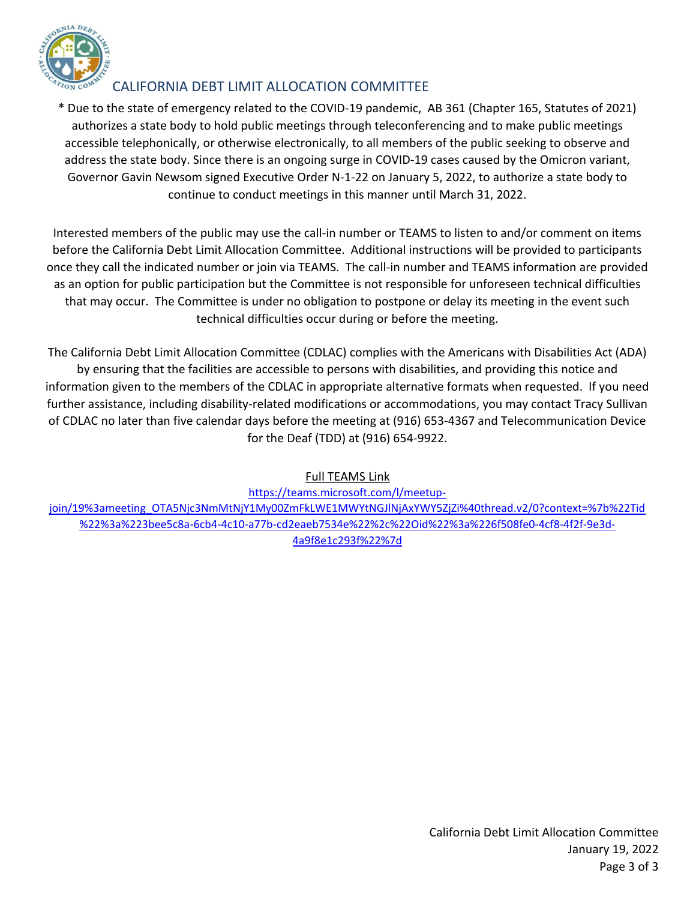* Due to the state of emergency related to the COVID-19 pandemic, AB 361 (Chapter 165, Statutes of 2021) authorizes a state body to hold public meetings through teleconferencing and to make public meetings accessible telephonically, or otherwise electronically, to all members of the public seeking to observe and address the state body. Since there is an ongoing surge in COVID-19 cases caused by the Omicron variant, Governor Gavin Newsom signed Executive Order N-1-22 on January 5, 2022, to authorize a state body to continue to conduct meetings in this manner until March 31, 2022.

Interested members of the public may use the call-in number or TEAMS to listen to and/or comment on items before the California Debt Limit Allocation Committee. Additional instructions will be provided to participants once they call the indicated number or join via TEAMS. The call-in number and TEAMS information are provided as an option for public participation but the Committee is not responsible for unforeseen technical difficulties that may occur. The Committee is under no obligation to postpone or delay its meeting in the event such technical difficulties occur during or before the meeting.

The California Debt Limit Allocation Committee (CDLAC) complies with the Americans with Disabilities Act (ADA) by ensuring that the facilities are accessible to persons with disabilities, and providing this notice and information given to the members of the CDLAC in appropriate alternative formats when requested. If you need further assistance, including disability-related modifications or accommodations, you may contact Tracy Sullivan of CDLAC no later than five calendar days before the meeting at (916) 653-4367 and Telecommunication Device for the Deaf (TDD) at (916) 654-9922.

Full TEAMS Link

https://teams.microsoft.com/l/meetup-join/19%3ameeting_OTA5Njc3NmMtNjY1My00ZmFkLWE1MWYtNGJlNjAxYWY5ZjZi%40thread.v2/0?context=%7b%22Tid%22%3a%223bee5c8a-6cb4-4c10-a77b-cd2eaeb7534e%22%2c%22Oid%22%3a%226f508fe0-4cf8-4f2f-9e3d-4a9f8e1c293f%22%7d